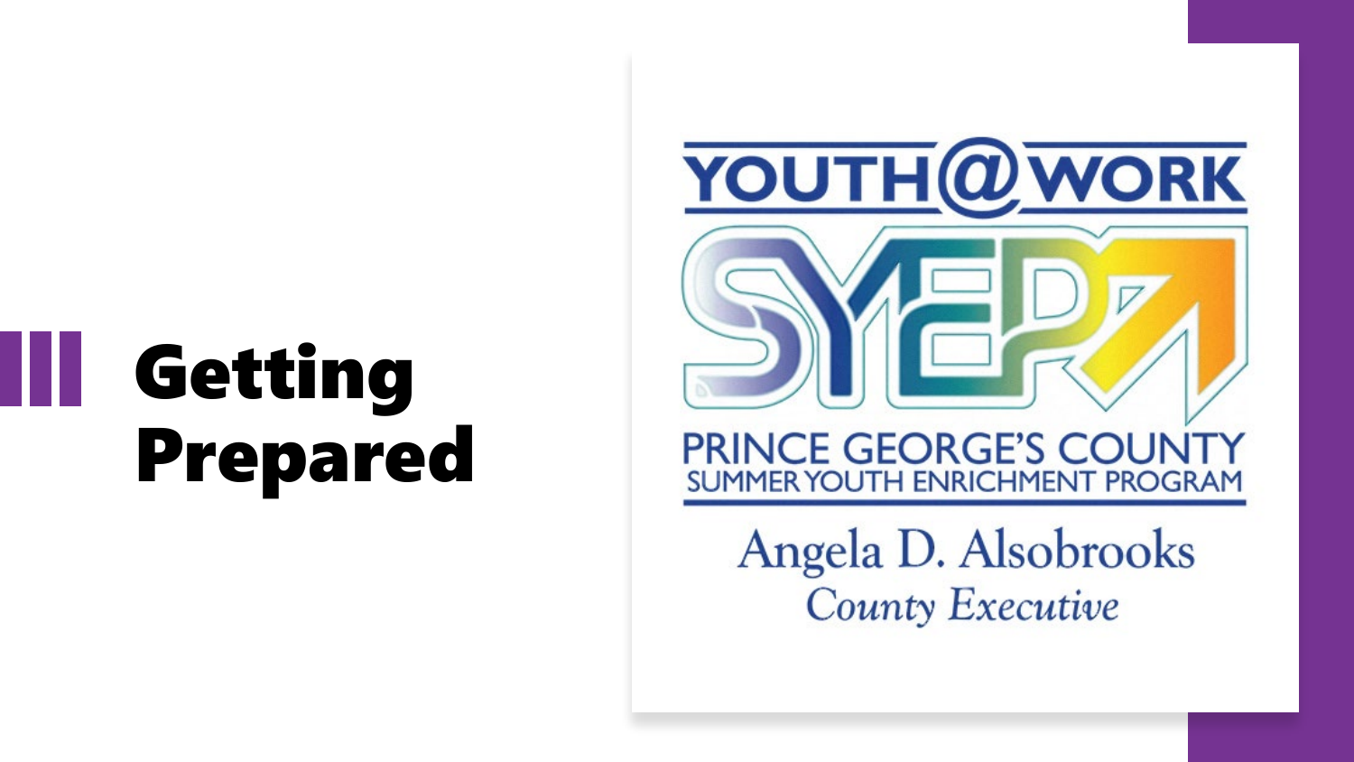# Getting Prepared

YOUTH@WORK

SYEP

PRINCE GEORGE'S COUNTY
SUMMER YOUTH ENRICHMENT PROGRAM

Angela D. Alsobrooks
*County Executive*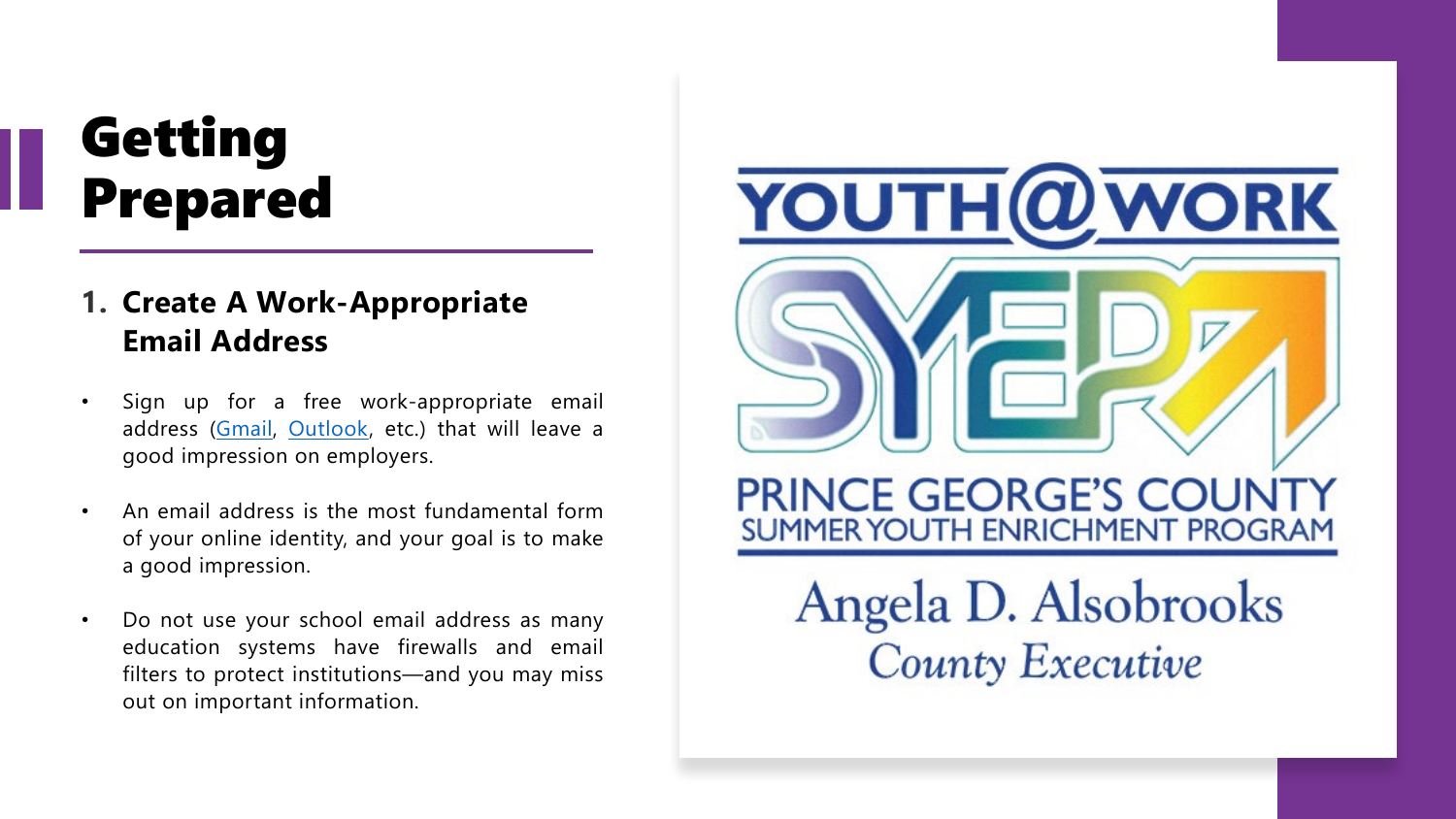# Getting Prepared

## 1. Create A Work-Appropriate Email Address

- Sign up for a free work-appropriate email address (Gmail, Outlook, etc.) that will leave a good impression on employers.
- An email address is the most fundamental form of your online identity, and your goal is to make a good impression.
- Do not use your school email address as many education systems have firewalls and email filters to protect institutions—and you may miss out on important information.

YOUTH@WORK SYEP

PRINCE GEORGE'S COUNTY SUMMER YOUTH ENRICHMENT PROGRAM

Angela D. Alsobrooks
County Executive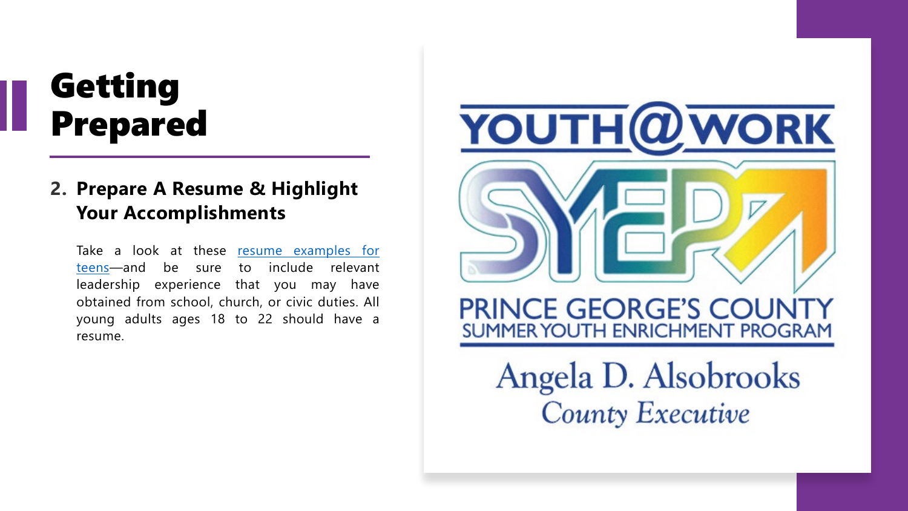# Getting Prepared

## 2. Prepare A Resume & Highlight Your Accomplishments

Take a look at these resume examples for teens—and be sure to include relevant leadership experience that you may have obtained from school, church, or civic duties. All young adults ages 18 to 22 should have a resume.

YOUTH@WORK

SYEP

PRINCE GEORGE'S COUNTY
SUMMER YOUTH ENRICHMENT PROGRAM

Angela D. Alsobrooks
County Executive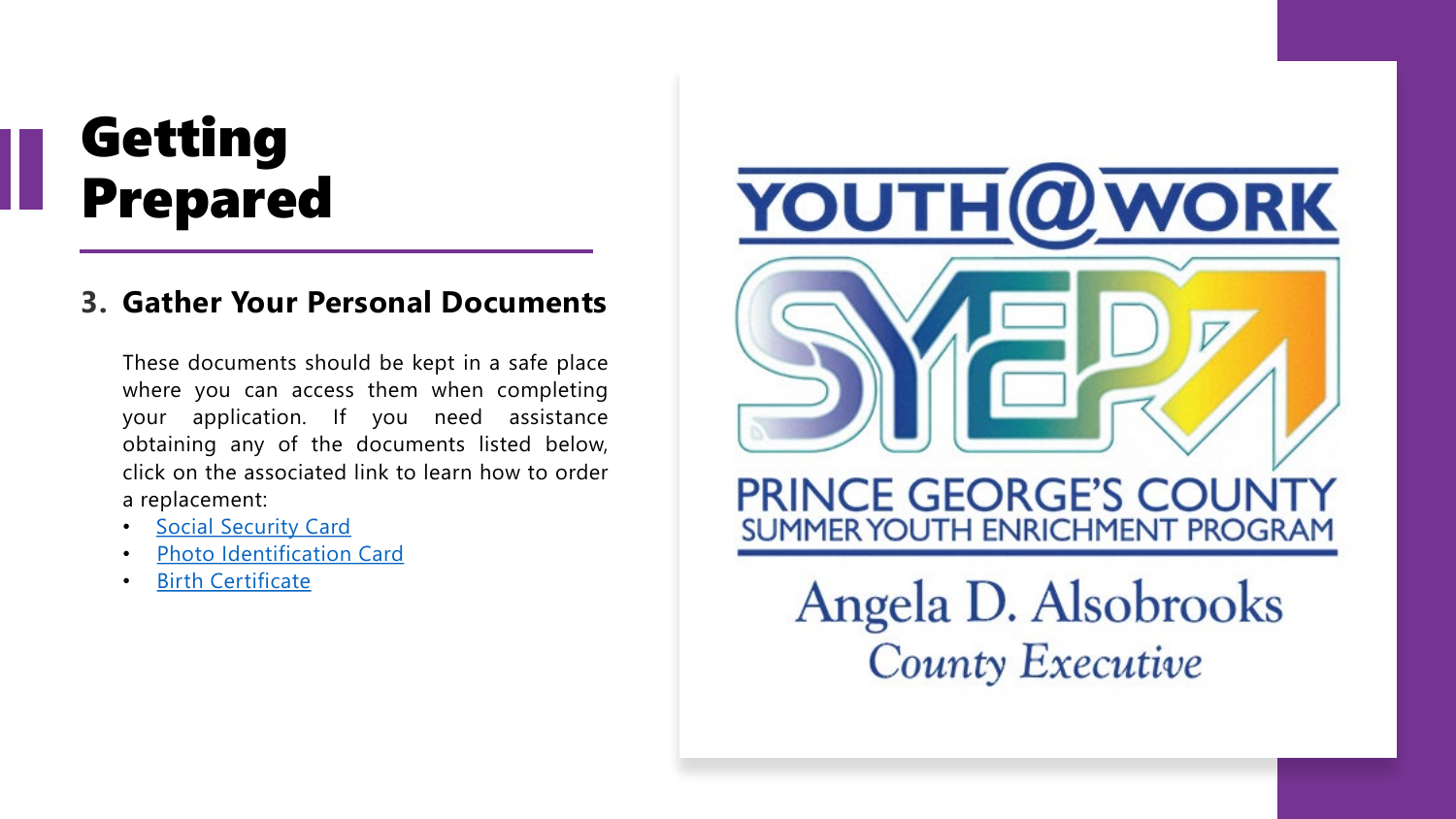# Getting Prepared

## 3. Gather Your Personal Documents

These documents should be kept in a safe place where you can access them when completing your application. If you need assistance obtaining any of the documents listed below, click on the associated link to learn how to order a replacement:

- Social Security Card
- Photo Identification Card
- Birth Certificate

YOUTH@WORK

SYEP

PRINCE GEORGE'S COUNTY
SUMMER YOUTH ENRICHMENT PROGRAM

Angela D. Alsobrooks
*County Executive*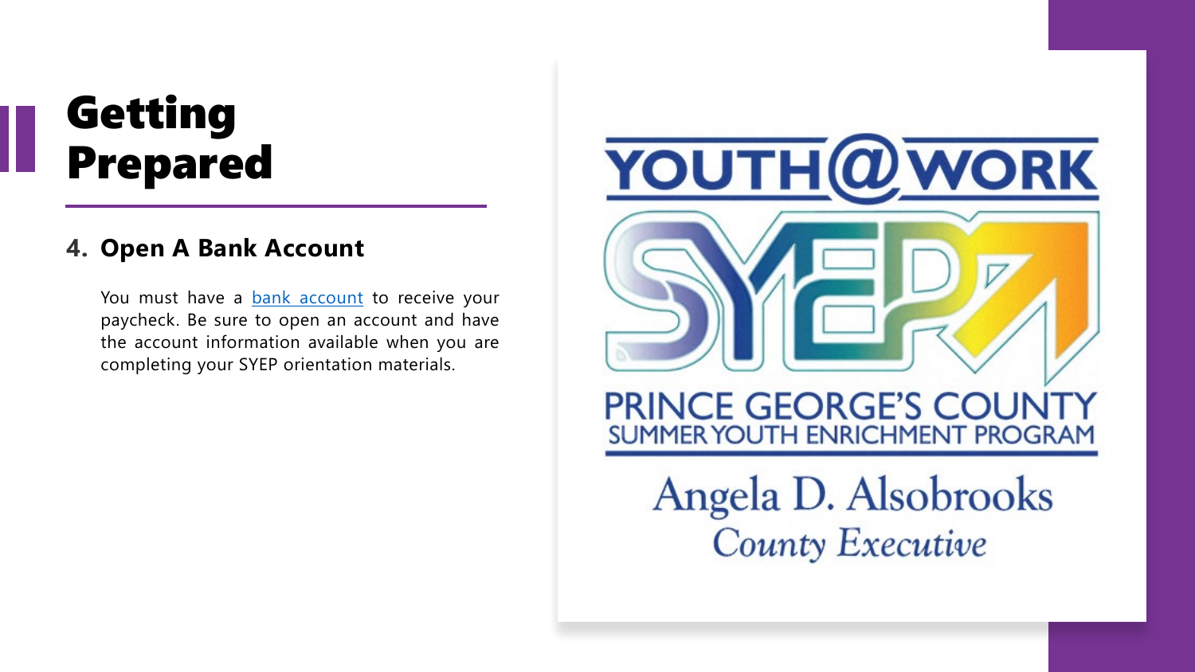# Getting Prepared

## 4. Open A Bank Account

You must have a bank account to receive your paycheck. Be sure to open an account and have the account information available when you are completing your SYEP orientation materials.

YOUTH@WORK

SYEP

PRINCE GEORGE'S COUNTY
SUMMER YOUTH ENRICHMENT PROGRAM

Angela D. Alsobrooks
*County Executive*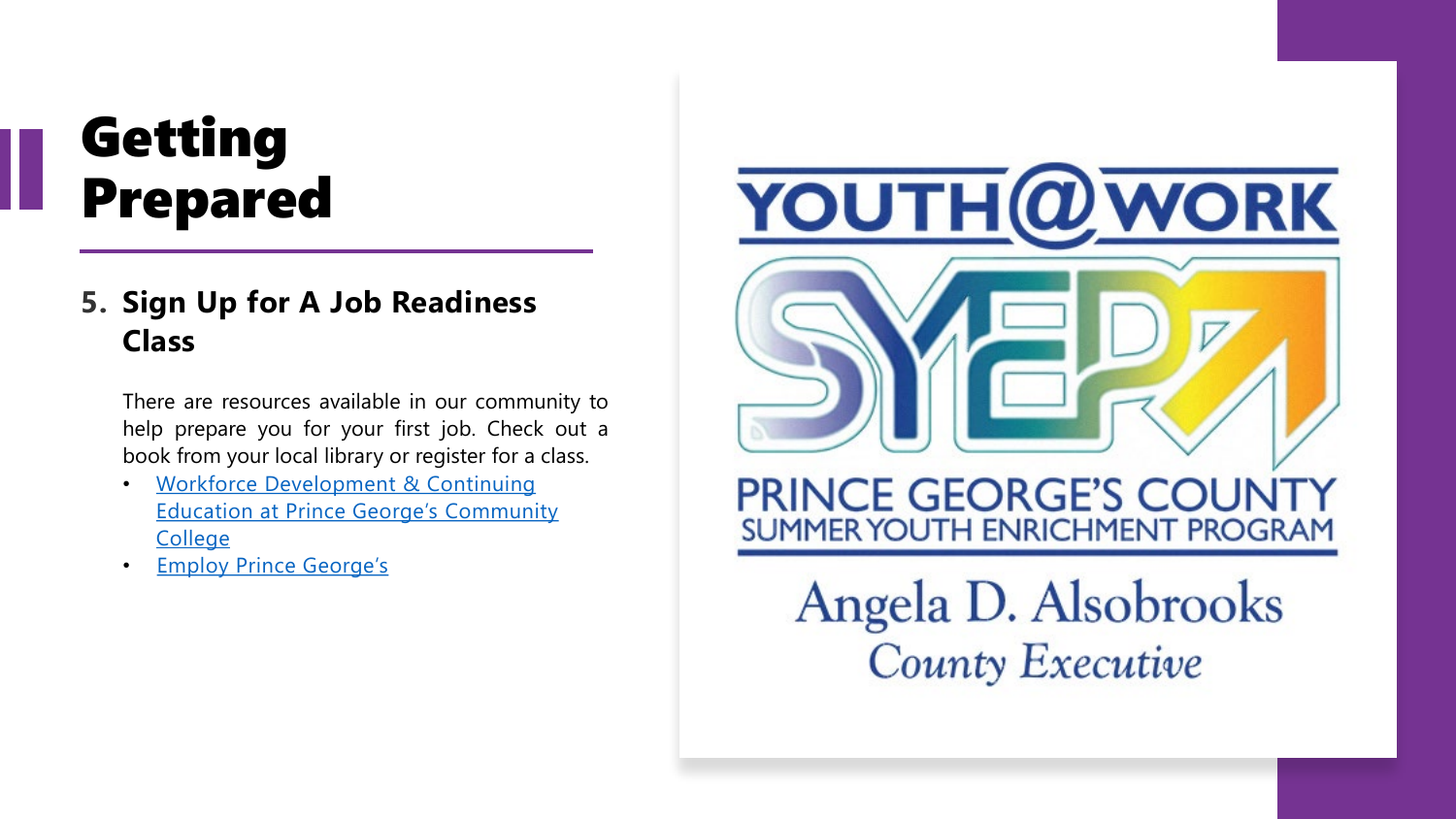# Getting Prepared

## 5. Sign Up for A Job Readiness Class

There are resources available in our community to help prepare you for your first job. Check out a book from your local library or register for a class.

- Workforce Development & Continuing Education at Prince George's Community College
- Employ Prince George's

YOUTH@WORK

SYEP

PRINCE GEORGE'S COUNTY
SUMMER YOUTH ENRICHMENT PROGRAM

Angela D. Alsobrooks
*County Executive*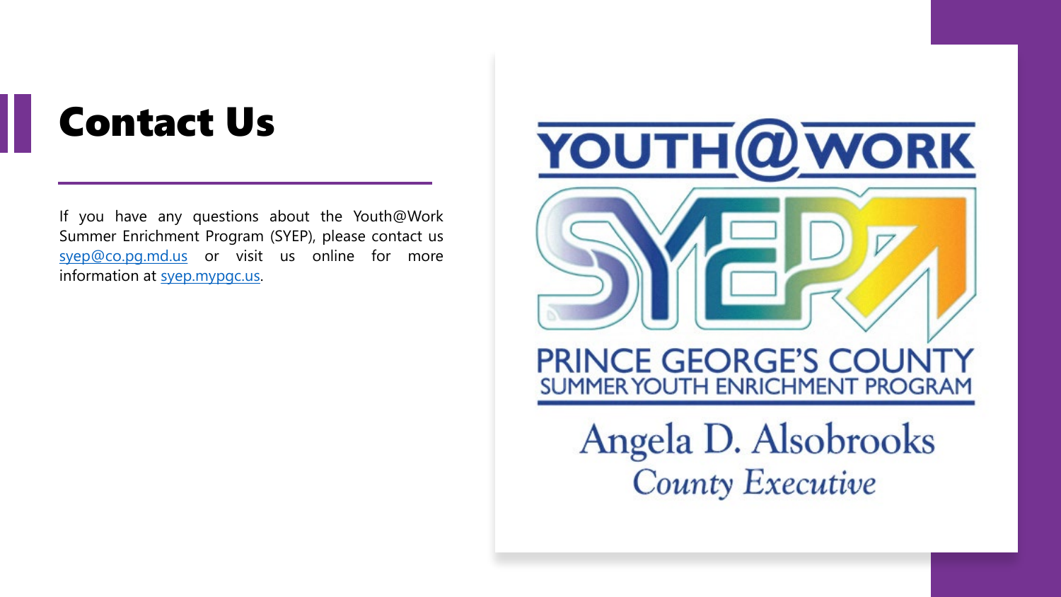# Contact Us

If you have any questions about the Youth@Work Summer Enrichment Program (SYEP), please contact us syep@co.pg.md.us or visit us online for more information at syep.mypgc.us.

YOUTH@WORK

SYEP

PRINCE GEORGE'S COUNTY
SUMMER YOUTH ENRICHMENT PROGRAM

Angela D. Alsobrooks
*County Executive*